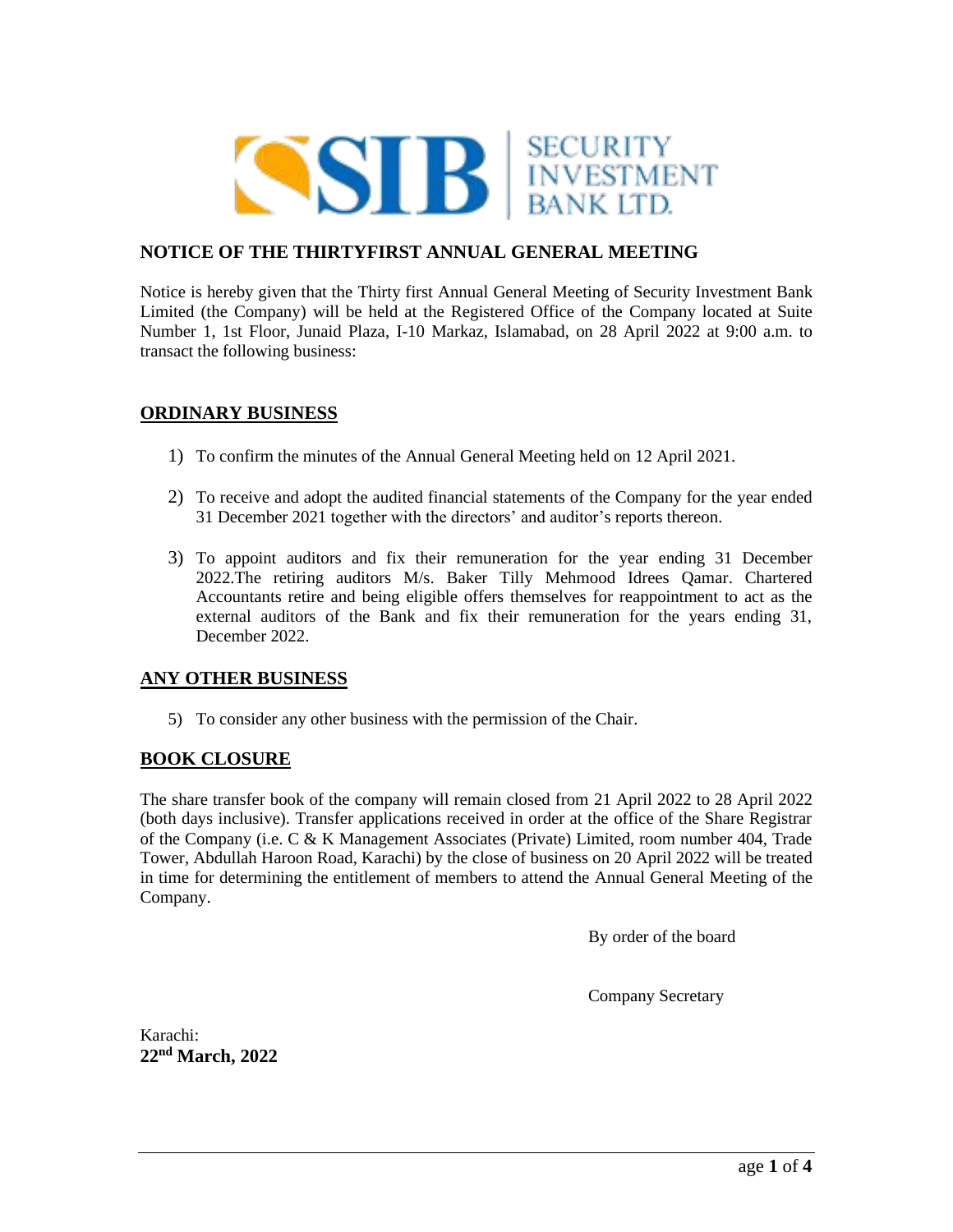SECURITY INVESTMENT BANK LTD.

## NOTICE OF THE THIRTYFIRST ANNUAL GENERAL MEETING

Notice is hereby given that the Thirty first Annual General Meeting of Security Investment Bank Limited (the Company) will be held at the Registered Office of the Company located at Suite Number 1, 1st Floor, Junaid Plaza, I-10 Markaz, Islamabad, on 28 April 2022 at 9:00 a.m. to transact the following business:

### ORDINARY BUSINESS

1) To confirm the minutes of the Annual General Meeting held on 12 April 2021.

2) To receive and adopt the audited financial statements of the Company for the year ended 31 December 2021 together with the directors' and auditor's reports thereon.

3) To appoint auditors and fix their remuneration for the year ending 31 December 2022.The retiring auditors M/s. Baker Tilly Mehmood Idrees Qamar. Chartered Accountants retire and being eligible offers themselves for reappointment to act as the external auditors of the Bank and fix their remuneration for the years ending 31, December 2022.

### ANY OTHER BUSINESS

5) To consider any other business with the permission of the Chair.

### BOOK CLOSURE

The share transfer book of the company will remain closed from 21 April 2022 to 28 April 2022 (both days inclusive). Transfer applications received in order at the office of the Share Registrar of the Company (i.e. C & K Management Associates (Private) Limited, room number 404, Trade Tower, Abdullah Haroon Road, Karachi) by the close of business on 20 April 2022 will be treated in time for determining the entitlement of members to attend the Annual General Meeting of the Company.

By order of the board

Company Secretary

Karachi:
**22nd March, 2022**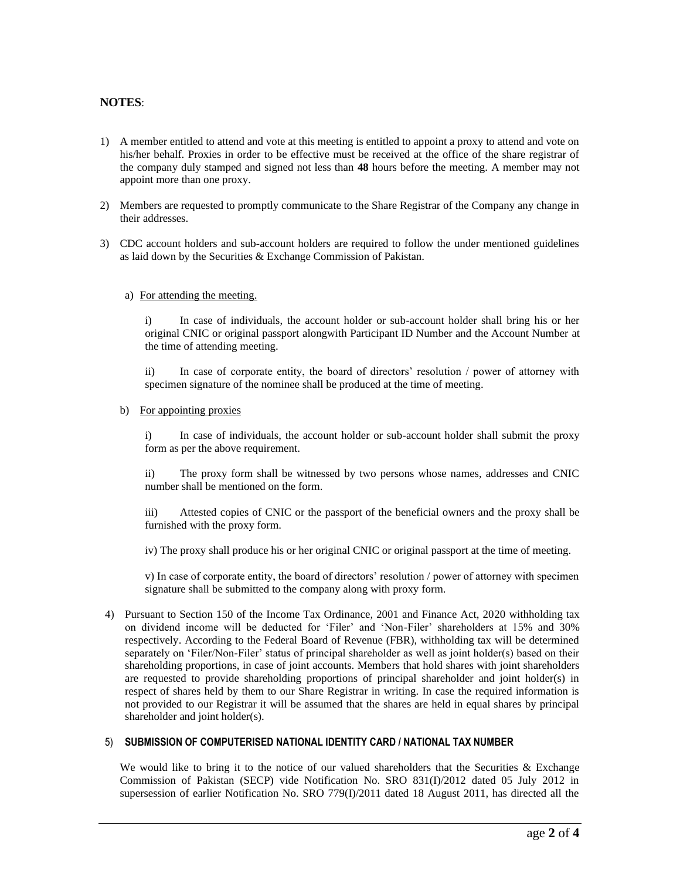**NOTES**:

1) A member entitled to attend and vote at this meeting is entitled to appoint a proxy to attend and vote on his/her behalf. Proxies in order to be effective must be received at the office of the share registrar of the company duly stamped and signed not less than **48** hours before the meeting. A member may not appoint more than one proxy.

2) Members are requested to promptly communicate to the Share Registrar of the Company any change in their addresses.

3) CDC account holders and sub-account holders are required to follow the under mentioned guidelines as laid down by the Securities & Exchange Commission of Pakistan.

   a) For attending the meeting.

      i) In case of individuals, the account holder or sub-account holder shall bring his or her original CNIC or original passport alongwith Participant ID Number and the Account Number at the time of attending meeting.

      ii) In case of corporate entity, the board of directors' resolution / power of attorney with specimen signature of the nominee shall be produced at the time of meeting.

   b) For appointing proxies

      i) In case of individuals, the account holder or sub-account holder shall submit the proxy form as per the above requirement.

      ii) The proxy form shall be witnessed by two persons whose names, addresses and CNIC number shall be mentioned on the form.

      iii) Attested copies of CNIC or the passport of the beneficial owners and the proxy shall be furnished with the proxy form.

      iv) The proxy shall produce his or her original CNIC or original passport at the time of meeting.

      v) In case of corporate entity, the board of directors' resolution / power of attorney with specimen signature shall be submitted to the company along with proxy form.

4) Pursuant to Section 150 of the Income Tax Ordinance, 2001 and Finance Act, 2020 withholding tax on dividend income will be deducted for 'Filer' and 'Non-Filer' shareholders at 15% and 30% respectively. According to the Federal Board of Revenue (FBR), withholding tax will be determined separately on 'Filer/Non-Filer' status of principal shareholder as well as joint holder(s) based on their shareholding proportions, in case of joint accounts. Members that hold shares with joint shareholders are requested to provide shareholding proportions of principal shareholder and joint holder(s) in respect of shares held by them to our Share Registrar in writing. In case the required information is not provided to our Registrar it will be assumed that the shares are held in equal shares by principal shareholder and joint holder(s).

5) **SUBMISSION OF COMPUTERISED NATIONAL IDENTITY CARD / NATIONAL TAX NUMBER**

We would like to bring it to the notice of our valued shareholders that the Securities & Exchange Commission of Pakistan (SECP) vide Notification No. SRO 831(I)/2012 dated 05 July 2012 in supersession of earlier Notification No. SRO 779(I)/2011 dated 18 August 2011, has directed all the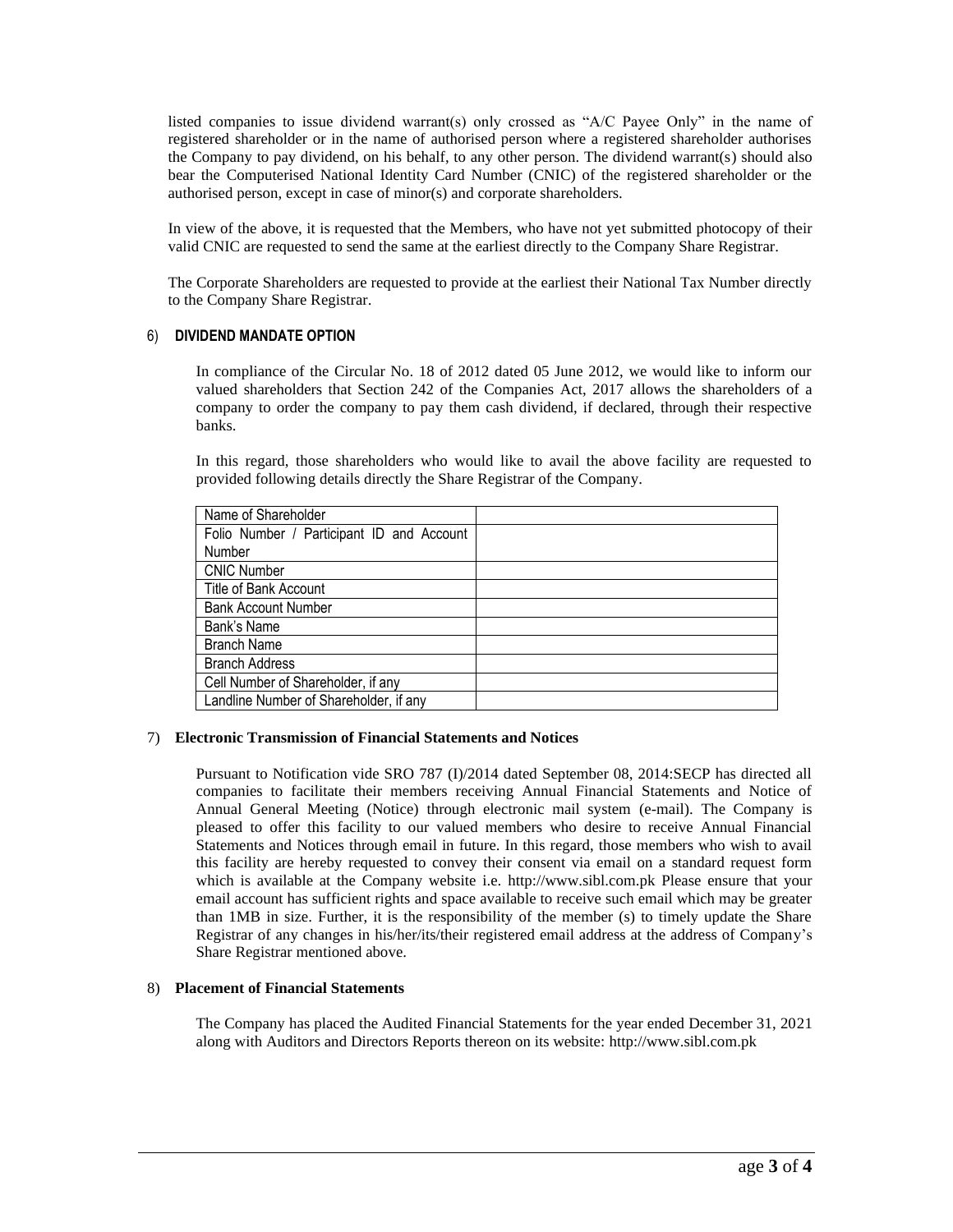listed companies to issue dividend warrant(s) only crossed as "A/C Payee Only" in the name of registered shareholder or in the name of authorised person where a registered shareholder authorises the Company to pay dividend, on his behalf, to any other person. The dividend warrant(s) should also bear the Computerised National Identity Card Number (CNIC) of the registered shareholder or the authorised person, except in case of minor(s) and corporate shareholders.

In view of the above, it is requested that the Members, who have not yet submitted photocopy of their valid CNIC are requested to send the same at the earliest directly to the Company Share Registrar.

The Corporate Shareholders are requested to provide at the earliest their National Tax Number directly to the Company Share Registrar.

6) **DIVIDEND MANDATE OPTION**

In compliance of the Circular No. 18 of 2012 dated 05 June 2012, we would like to inform our valued shareholders that Section 242 of the Companies Act, 2017 allows the shareholders of a company to order the company to pay them cash dividend, if declared, through their respective banks.

In this regard, those shareholders who would like to avail the above facility are requested to provided following details directly the Share Registrar of the Company.

| | |
|---|---|
| Name of Shareholder | |
| Folio Number / Participant ID and Account Number | |
| CNIC Number | |
| Title of Bank Account | |
| Bank Account Number | |
| Bank's Name | |
| Branch Name | |
| Branch Address | |
| Cell Number of Shareholder, if any | |
| Landline Number of Shareholder, if any | |

7) **Electronic Transmission of Financial Statements and Notices**

Pursuant to Notification vide SRO 787 (I)/2014 dated September 08, 2014:SECP has directed all companies to facilitate their members receiving Annual Financial Statements and Notice of Annual General Meeting (Notice) through electronic mail system (e-mail). The Company is pleased to offer this facility to our valued members who desire to receive Annual Financial Statements and Notices through email in future. In this regard, those members who wish to avail this facility are hereby requested to convey their consent via email on a standard request form which is available at the Company website i.e. http://www.sibl.com.pk Please ensure that your email account has sufficient rights and space available to receive such email which may be greater than 1MB in size. Further, it is the responsibility of the member (s) to timely update the Share Registrar of any changes in his/her/its/their registered email address at the address of Company's Share Registrar mentioned above.

8) **Placement of Financial Statements**

The Company has placed the Audited Financial Statements for the year ended December 31, 2021 along with Auditors and Directors Reports thereon on its website: http://www.sibl.com.pk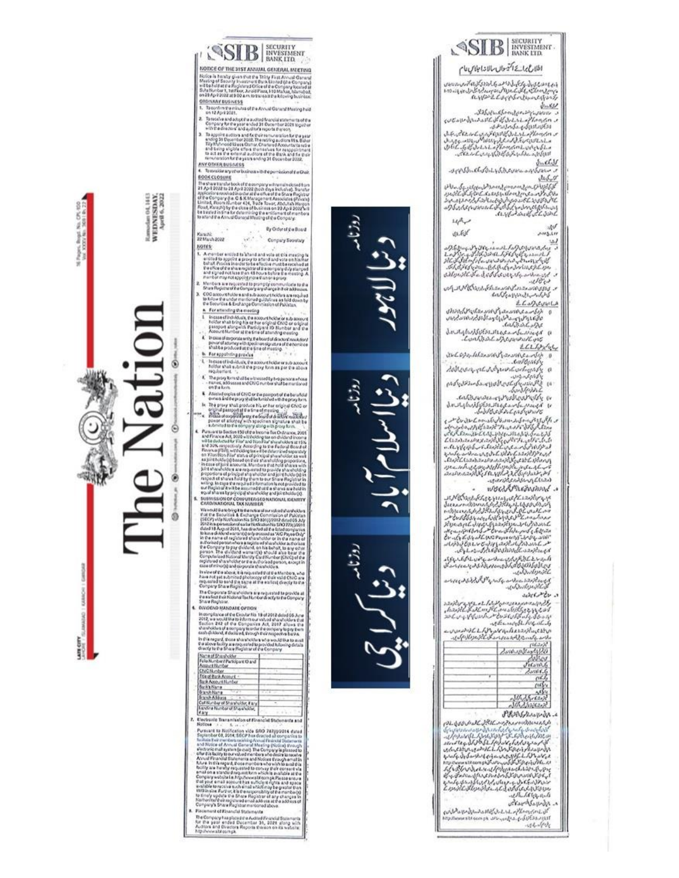# The Nation

LATE CITY

WEDNESDAY, April 6, 2022

Ramadan 04, 1443

## SIB | SECURITY INVESTMENT BANK LTD.

### NOTICE OF THE 31ST ANNUAL GENERAL MEETING

Notice is hereby given that the Thirty First Annual General Meeting of Security Investment Bank Limited (the Company) will be held at the Registered Office of the Company located at Suite Number 1, 1st Floor, Junaid Plaza, I-10 Markaz, Islamabad, on 29 April 2022 at 9:00 a.m. to transact the following business:

**ORDINARY BUSINESS**

1. To confirm the minutes of the Annual General Meeting held on 12 April 2021.
2. To receive and adopt the audited financial statements of the Company for the year ended 31 December 2021 together with the directors' and auditor's reports thereon.
3. To appoint auditors and fix their remuneration for the year ending 31 December 2022. The retiring auditors M/s. Baker Tilly Mehmood Idrees Qamar, Chartered Accountants retire and being eligible offer themselves for reappointment to act as the external auditors of the Bank and fix their remuneration for the year ending 31 December 2022.

**ANY OTHER BUSINESS**

4. To consider any other business with the permission of the Chair.

**BOOK CLOSURE**

The share transfer book of the company will remain closed from 21 April 2022 to 28 April 2022 (both days inclusive). Transfer applications received in order at the office of the Share Registrar of the Company (i.e. C & K Management Associates (Private) Limited, Room Number 404, Trade Tower, Abdullah Haroon Road, Karachi) by the close of business on 20 April 2022 will be treated in time for determining the entitlement of members to attend the Annual General Meeting of the Company.

By Order of the Board

Karachi
22 March 2022

Company Secretary

**NOTES:**

1. A member entitled to attend and vote at this meeting is entitled to appoint a proxy to attend and vote on his/her behalf. Proxies in order to be effective must be received at the office of the share registrar of the company duly stamped and signed not less than 48 hours before the meeting. A member may not appoint more than one proxy.
2. Members are requested to promptly communicate to the Share Registrar of the Company any change in their addresses.
3. CDC account holders and sub account holders are required to follow the under mentioned guidelines as laid down by the Securities & Exchange Commission of Pakistan.

   a. For attending the meeting

   i. In case of individuals, the account holder or sub account holder shall bring his or her original CNIC or original passport along with Participant ID Number and the Account Number at the time of attending meeting.

   ii. In case of corporate entity, the board of directors' resolution/power of attorney with specimen signature of the nominee shall be produced at the time of meeting.

   b. For appointing proxies

   i. In case of individuals, the account holder or sub account holder shall submit the proxy form as per the above requirement.

   ii. The proxy form shall be witnessed by two persons whose names, addresses and CNIC number shall be mentioned on the form.

   iii. Attested copies of CNIC or the passport of the beneficial owners and the proxy shall be furnished with the proxy form.

   iv. The proxy shall produce his or her original CNIC or original passport at the time of meeting.

   v. In case of corporate entity the board of directors' resolution/power of attorney with specimen signature shall be submitted to the company along with proxy form.

4. Pursuant to Section 150 of the Income Tax Ordinance, 2001 and Finance Act, 2020 withholding tax on dividend income will be deducted for 'Filer' and 'Non-Filer' shareholders at 15% and 30% respectively. According to the Federal Board of Revenue (FBR), withholding tax will be determined separately on 'Filer/Non-Filer' status of principal shareholder as well as joint-holder(s) based on their shareholding proportions, in case of joint accounts. Members that hold shares with joint shareholders are requested to provide shareholding proportions of principal shareholder and joint holder(s) in respect of shares held by them to our Share Registrar in writing. In case the required information is not provided to our Registrar it will be assumed that the shares are held in equal shares by principal shareholder and joint holder(s).

5. **SUBMISSION OF COMPUTERISED NATIONAL IDENTITY CARD/NATIONAL TAX NUMBER**

   We would like to bring to the notice of our valued shareholders that the Securities & Exchange Commission of Pakistan (SECP) vide Notification No SRO 831(I)/2012 dated 05 July 2012 in supersession of earlier Notification No SRO 779(I)/2011 dated 18 August 2011, has directed all the listed companies to issue dividend warrant(s) only crossed as 'A/C Payee Only' in the name of registered shareholder or in the name of authorised person where a registered shareholder authorises the Company to pay dividend, on his behalf, to any other person. The dividend warrant(s) should also bear the Computerised National Identity Card Number (CNIC) of the registered shareholder or the authorised person, except in case of minor(s) and corporate shareholders.

   In view of the above, it is requested that the Members, who have not yet submitted photocopy of their valid CNIC are requested to send the same at the earliest directly to the Company Share Registrar.

   The Corporate Shareholders are requested to provide at the earliest their National Tax Number directly to the Company Share Registrar.

6. **DIVIDEND MANDATE OPTION**

   In compliance of the Circular No 18 of 2012 dated 05 June 2012, we would like to inform our valued shareholders that Section 242 of the Companies Act, 2017 allows the shareholders of a company to order the company to pay their cash dividend, if declared, through their respective banks.

   In this regard, those shareholders who would like to avail the above facility are requested to provide following details directly to the Share Registrar of the Company.

| | |
|---|---|
| Name of Shareholder | |
| Folio Number/ Participant ID and Account Number | |
| CNIC Number | |
| Title of Bank Account | |
| Bank Account Number | |
| Bank's Name | |
| Branch Name | |
| Branch Address | |
| Cell Number of Shareholder, if any | |
| Landline Number of Shareholder, if any | |

7. **Electronic Transmission of Financial Statements and Notices**

   Pursuant to Notification vide SRO 787(I)/2014 dated September 08, 2014, SECP has directed all companies to facilitate their members receiving Annual Financial Statements and Notice of Annual General Meeting (Notice) through electronic mail system (e-mail). The Company is pleased to offer this facility to our valued members who desire to receive Annual Financial Statements and Notices through email in future. In this regard, those members who wish to avail this facility are hereby requested to convey their consent via email on a standard request form which is available at the Company website i.e. http://www.sibl.com.pk Please ensure that your email account has sufficient rights and space available to receive such email which may be greater than 1MB in size. Further, it is the responsibility of the member(s) to timely update the Share Registrar of any changes in his/her/their registered email address at the address of Company's Share Registrar mentioned above.

8. **Placement of Financial Statements**

   The Company has placed the Audited Financial Statements for the year ended December 31, 2021 along with Auditors and Directors Reports thereon on its website: http://www.sibl.com.pk

روزنامہ دنیا لاہور

روزنامہ دنیا اسلام آباد

روزنامہ دنیا کراچی

## SIB | SECURITY INVESTMENT BANK LTD.

### اطلاع برائے اکتیسواں سالانہ اجلاس عام